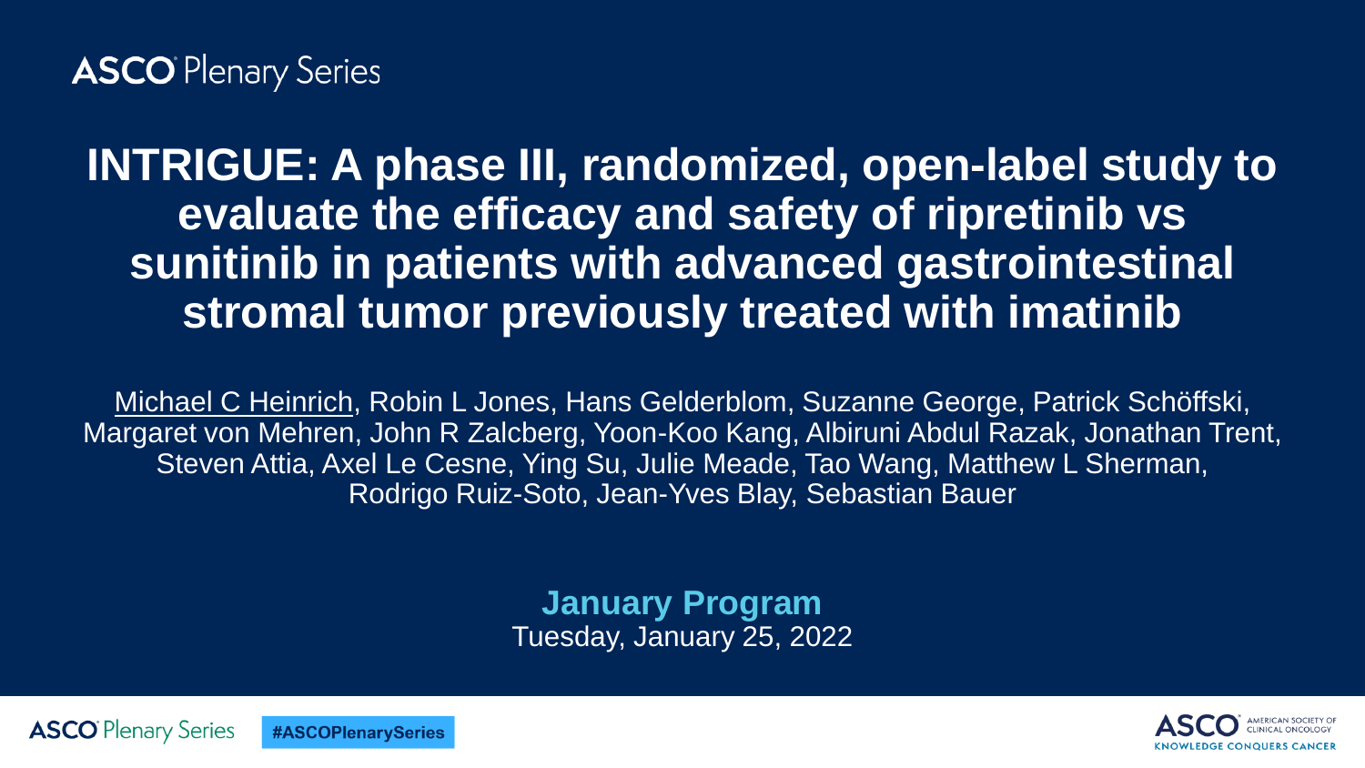ASCO Plenary Series

# INTRIGUE: A phase III, randomized, open-label study to evaluate the efficacy and safety of ripretinib vs sunitinib in patients with advanced gastrointestinal stromal tumor previously treated with imatinib

Michael C Heinrich, Robin L Jones, Hans Gelderblom, Suzanne George, Patrick Schöffski, Margaret von Mehren, John R Zalcberg, Yoon-Koo Kang, Albiruni Abdul Razak, Jonathan Trent, Steven Attia, Axel Le Cesne, Ying Su, Julie Meade, Tao Wang, Matthew L Sherman, Rodrigo Ruiz-Soto, Jean-Yves Blay, Sebastian Bauer

**January Program**
Tuesday, January 25, 2022

ASCO Plenary Series #ASCOPlenarySeries

ASCO American Society of Clinical Oncology — Knowledge Conquers Cancer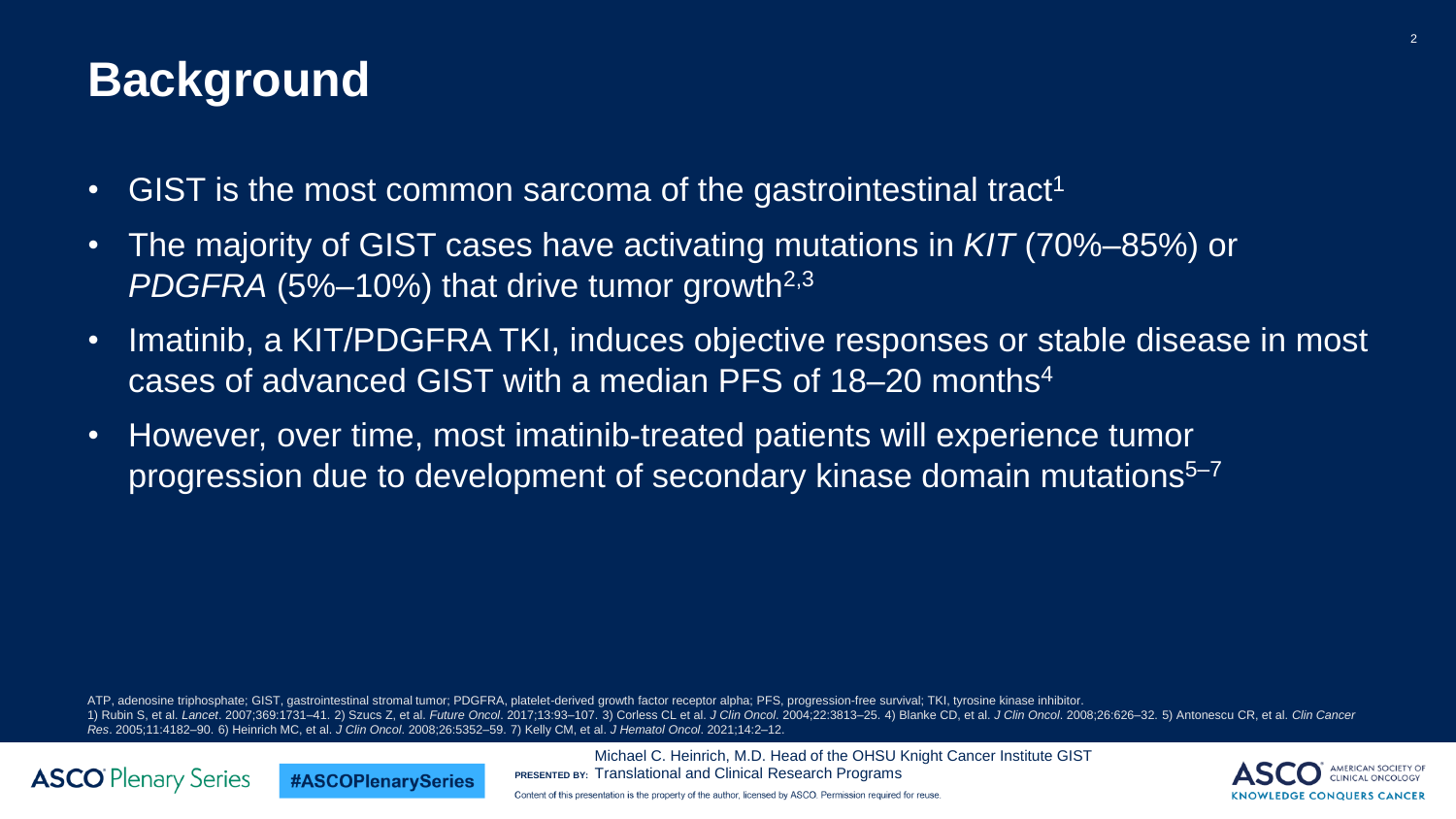# Background

- GIST is the most common sarcoma of the gastrointestinal tract[1]
- The majority of GIST cases have activating mutations in *KIT* (70%–85%) or *PDGFRA* (5%–10%) that drive tumor growth[2,3]
- Imatinib, a KIT/PDGFRA TKI, induces objective responses or stable disease in most cases of advanced GIST with a median PFS of 18–20 months[4]
- However, over time, most imatinib-treated patients will experience tumor progression due to development of secondary kinase domain mutations[5–7]

ATP, adenosine triphosphate; GIST, gastrointestinal stromal tumor; PDGFRA, platelet-derived growth factor receptor alpha; PFS, progression-free survival; TKI, tyrosine kinase inhibitor.
1) Rubin S, et al. *Lancet*. 2007;369:1731–41. 2) Szucs Z, et al. *Future Oncol*. 2017;13:93–107. 3) Corless CL et al. *J Clin Oncol*. 2004;22:3813–25. 4) Blanke CD, et al. *J Clin Oncol*. 2008;26:626–32. 5) Antonescu CR, et al. *Clin Cancer Res*. 2005;11:4182–90. 6) Heinrich MC, et al. *J Clin Oncol*. 2008;26:5352–59. 7) Kelly CM, et al. *J Hematol Oncol*. 2021;14:2–12.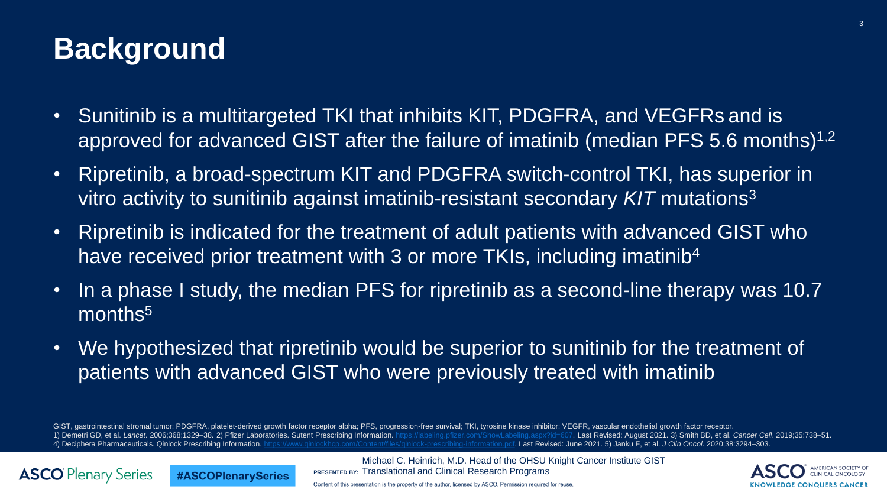# Background

- Sunitinib is a multitargeted TKI that inhibits KIT, PDGFRA, and VEGFRs and is approved for advanced GIST after the failure of imatinib (median PFS 5.6 months)[1,2]
- Ripretinib, a broad-spectrum KIT and PDGFRA switch-control TKI, has superior in vitro activity to sunitinib against imatinib-resistant secondary *KIT* mutations[3]
- Ripretinib is indicated for the treatment of adult patients with advanced GIST who have received prior treatment with 3 or more TKIs, including imatinib[4]
- In a phase I study, the median PFS for ripretinib as a second-line therapy was 10.7 months[5]
- We hypothesized that ripretinib would be superior to sunitinib for the treatment of patients with advanced GIST who were previously treated with imatinib

GIST, gastrointestinal stromal tumor; PDGFRA, platelet-derived growth factor receptor alpha; PFS, progression-free survival; TKI, tyrosine kinase inhibitor; VEGFR, vascular endothelial growth factor receptor.
1) Demetri GD, et al. *Lancet*. 2006;368:1329–38. 2) Pfizer Laboratories. Sutent Prescribing Information. https://labeling.pfizer.com/ShowLabeling.aspx?id=607. Last Revised: August 2021. 3) Smith BD, et al. *Cancer Cell*. 2019;35:738–51. 4) Deciphera Pharmaceuticals. Qinlock Prescribing Information. https://www.qinlockhcp.com/Content/files/qinlock-prescribing-information.pdf. Last Revised: June 2021. 5) Janku F, et al. *J Clin Oncol*. 2020;38:3294–303.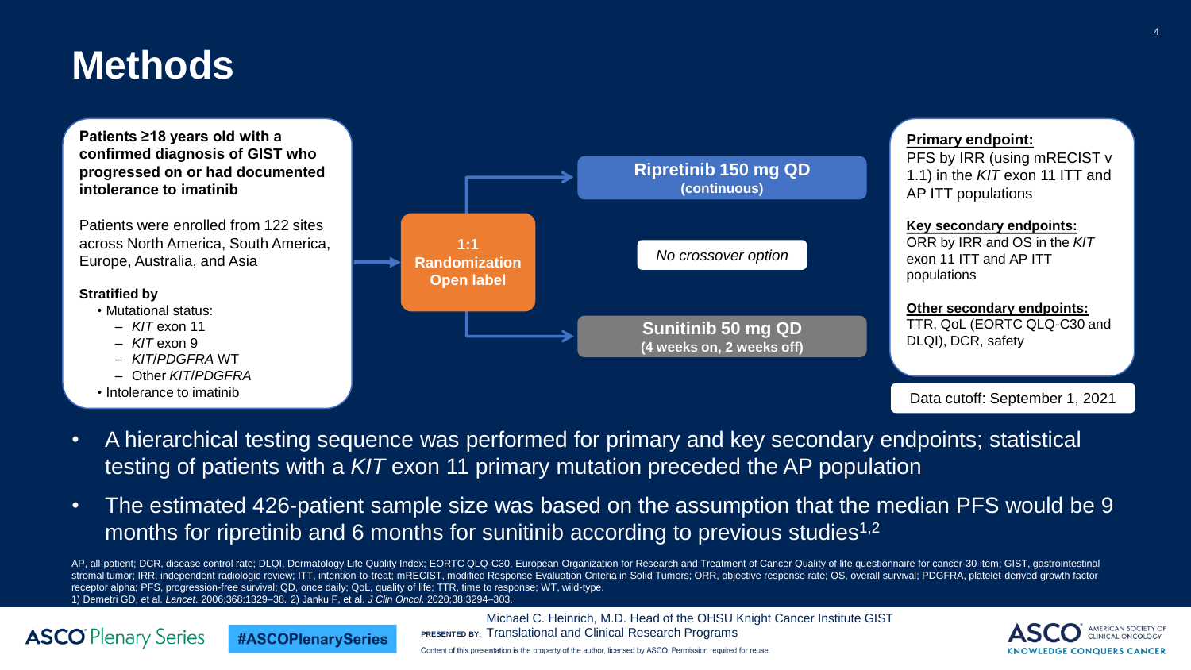# Methods

**Patients ≥18 years old with a confirmed diagnosis of GIST who progressed on or had documented intolerance to imatinib**

Patients were enrolled from 122 sites across North America, South America, Europe, Australia, and Asia

**Stratified by**

- Mutational status:
  - *KIT* exon 11
  - *KIT* exon 9
  - *KIT*/*PDGFRA* WT
  - Other *KIT*/*PDGFRA*
- Intolerance to imatinib

**1:1 Randomization Open label**

**Ripretinib 150 mg QD (continuous)**

*No crossover option*

**Sunitinib 50 mg QD (4 weeks on, 2 weeks off)**

**Primary endpoint:**
PFS by IRR (using mRECIST v 1.1) in the *KIT* exon 11 ITT and AP ITT populations

**Key secondary endpoints:**
ORR by IRR and OS in the *KIT* exon 11 ITT and AP ITT populations

**Other secondary endpoints:**
TTR, QoL (EORTC QLQ-C30 and DLQI), DCR, safety

Data cutoff: September 1, 2021

- A hierarchical testing sequence was performed for primary and key secondary endpoints; statistical testing of patients with a *KIT* exon 11 primary mutation preceded the AP population
- The estimated 426-patient sample size was based on the assumption that the median PFS would be 9 months for ripretinib and 6 months for sunitinib according to previous studies[1,2]

AP, all-patient; DCR, disease control rate; DLQI, Dermatology Life Quality Index; EORTC QLQ-C30, European Organization for Research and Treatment of Cancer Quality of life questionnaire for cancer-30 item; GIST, gastrointestinal stromal tumor; IRR, independent radiologic review; ITT, intention-to-treat; mRECIST, modified Response Evaluation Criteria in Solid Tumors; ORR, objective response rate; OS, overall survival; PDGFRA, platelet-derived growth factor receptor alpha; PFS, progression-free survival; QD, once daily; QoL, quality of life; TTR, time to response; WT, wild-type.
1) Demetri GD, et al. *Lancet*. 2006;368:1329–38. 2) Janku F, et al. *J Clin Oncol*. 2020;38:3294–303.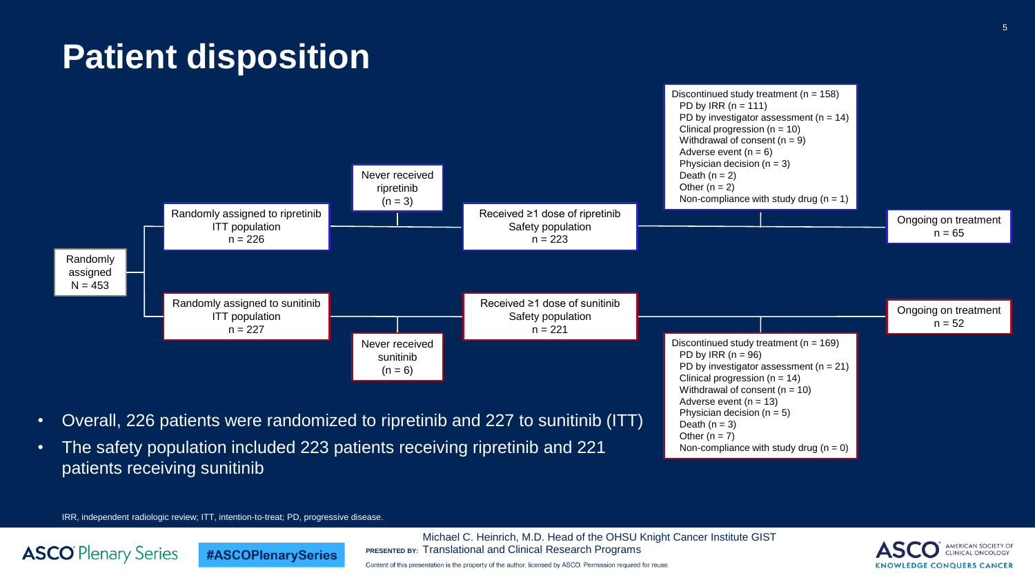# Patient disposition

Randomly assigned
N = 453

**Ripretinib arm**

- Randomly assigned to ripretinib
  ITT population
  n = 226
- Never received ripretinib (n = 3)
- Received ≥1 dose of ripretinib
  Safety population
  n = 223
- Discontinued study treatment (n = 158)
  - PD by IRR (n = 111)
  - PD by investigator assessment (n = 14)
  - Clinical progression (n = 10)
  - Withdrawal of consent (n = 9)
  - Adverse event (n = 6)
  - Physician decision (n = 3)
  - Death (n = 2)
  - Other (n = 2)
  - Non-compliance with study drug (n = 1)
- Ongoing on treatment
  n = 65

**Sunitinib arm**

- Randomly assigned to sunitinib
  ITT population
  n = 227
- Never received sunitinib (n = 6)
- Received ≥1 dose of sunitinib
  Safety population
  n = 221
- Discontinued study treatment (n = 169)
  - PD by IRR (n = 96)
  - PD by investigator assessment (n = 21)
  - Clinical progression (n = 14)
  - Withdrawal of consent (n = 10)
  - Adverse event (n = 13)
  - Physician decision (n = 5)
  - Death (n = 3)
  - Other (n = 7)
  - Non-compliance with study drug (n = 0)
- Ongoing on treatment
  n = 52

- Overall, 226 patients were randomized to ripretinib and 227 to sunitinib (ITT)
- The safety population included 223 patients receiving ripretinib and 221 patients receiving sunitinib

IRR, independent radiologic review; ITT, intention-to-treat; PD, progressive disease.

PRESENTED BY: Michael C. Heinrich, M.D. Head of the OHSU Knight Cancer Institute GIST Translational and Clinical Research Programs

Content of this presentation is the property of the author, licensed by ASCO. Permission required for reuse.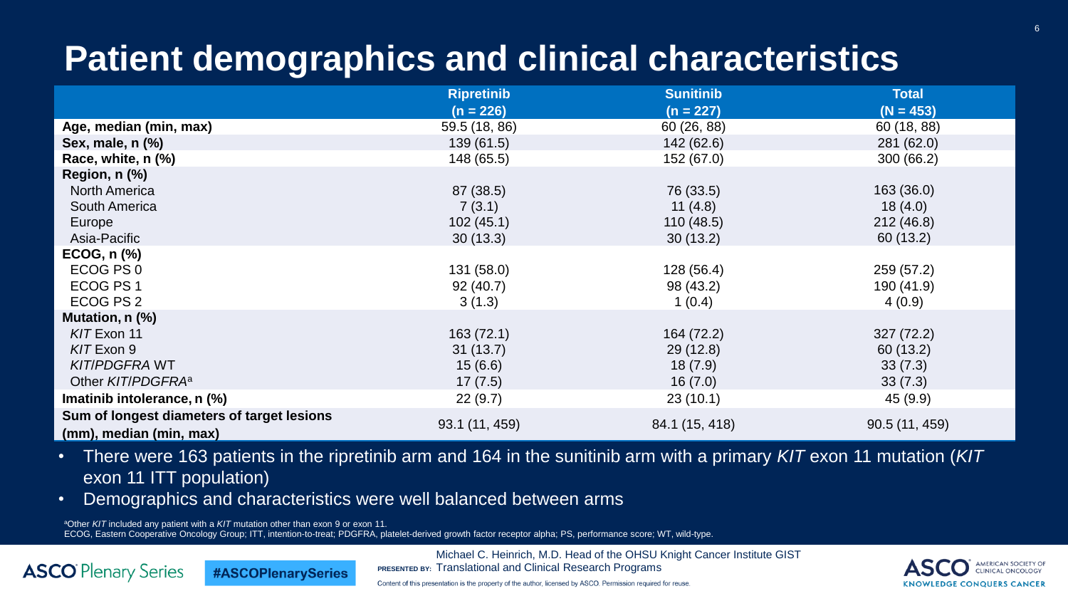# Patient demographics and clinical characteristics

| | Ripretinib (n = 226) | Sunitinib (n = 227) | Total (N = 453) |
|---|---|---|---|
| **Age, median (min, max)** | 59.5 (18, 86) | 60 (26, 88) | 60 (18, 88) |
| **Sex, male, n (%)** | 139 (61.5) | 142 (62.6) | 281 (62.0) |
| **Race, white, n (%)** | 148 (65.5) | 152 (67.0) | 300 (66.2) |
| **Region, n (%)** | | | |
| North America | 87 (38.5) | 76 (33.5) | 163 (36.0) |
| South America | 7 (3.1) | 11 (4.8) | 18 (4.0) |
| Europe | 102 (45.1) | 110 (48.5) | 212 (46.8) |
| Asia-Pacific | 30 (13.3) | 30 (13.2) | 60 (13.2) |
| **ECOG, n (%)** | | | |
| ECOG PS 0 | 131 (58.0) | 128 (56.4) | 259 (57.2) |
| ECOG PS 1 | 92 (40.7) | 98 (43.2) | 190 (41.9) |
| ECOG PS 2 | 3 (1.3) | 1 (0.4) | 4 (0.9) |
| **Mutation, n (%)** | | | |
| *KIT* Exon 11 | 163 (72.1) | 164 (72.2) | 327 (72.2) |
| *KIT* Exon 9 | 31 (13.7) | 29 (12.8) | 60 (13.2) |
| *KIT*/*PDGFRA* WT | 15 (6.6) | 18 (7.9) | 33 (7.3) |
| Other *KIT*/*PDGFRA*[a] | 17 (7.5) | 16 (7.0) | 33 (7.3) |
| **Imatinib intolerance, n (%)** | 22 (9.7) | 23 (10.1) | 45 (9.9) |
| **Sum of longest diameters of target lesions (mm), median (min, max)** | 93.1 (11, 459) | 84.1 (15, 418) | 90.5 (11, 459) |

- There were 163 patients in the ripretinib arm and 164 in the sunitinib arm with a primary *KIT* exon 11 mutation (*KIT* exon 11 ITT population)
- Demographics and characteristics were well balanced between arms

[a]Other *KIT* included any patient with a *KIT* mutation other than exon 9 or exon 11.
ECOG, Eastern Cooperative Oncology Group; ITT, intention-to-treat; PDGFRA, platelet-derived growth factor receptor alpha; PS, performance score; WT, wild-type.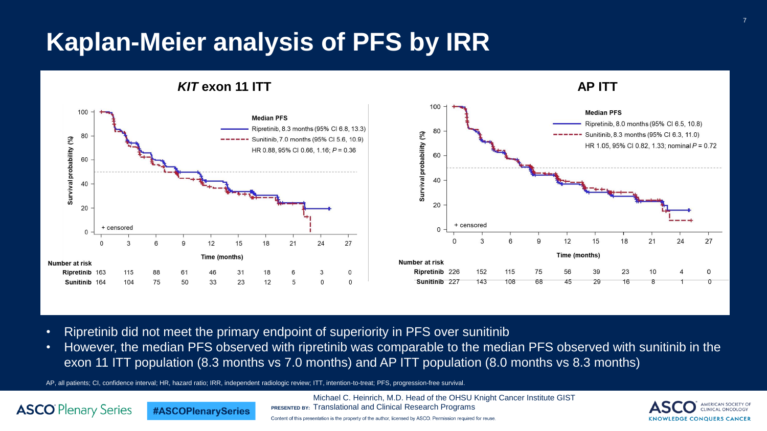# Kaplan-Meier analysis of PFS by IRR

## *KIT* exon 11 ITT

**Median PFS**

- Ripretinib, 8.3 months (95% CI 6.8, 13.3)
- Sunitinib, 7.0 months (95% CI 5.6, 10.9)

HR 0.88, 95% CI 0.66, 1.16; $P = 0.36$

+ censored

**Number at risk**

| Time (months) | 0 | 3 | 6 | 9 | 12 | 15 | 18 | 21 | 24 | 27 |
|---|---|---|---|---|---|---|---|---|---|---|
| Ripretinib | 163 | 115 | 88 | 61 | 46 | 31 | 18 | 6 | 3 | 0 |
| Sunitinib | 164 | 104 | 75 | 50 | 33 | 23 | 12 | 5 | 0 | 0 |

## AP ITT

**Median PFS**

- Ripretinib, 8.0 months (95% CI 6.5, 10.8)
- Sunitinib, 8.3 months (95% CI 6.3, 11.0)

HR 1.05, 95% CI 0.82, 1.33; nominal $P = 0.72$

+ censored

**Number at risk**

| Time (months) | 0 | 3 | 6 | 9 | 12 | 15 | 18 | 21 | 24 | 27 |
|---|---|---|---|---|---|---|---|---|---|---|
| Ripretinib | 226 | 152 | 115 | 75 | 56 | 39 | 23 | 10 | 4 | 0 |
| Sunitinib | 227 | 143 | 108 | 68 | 45 | 29 | 16 | 8 | 1 | 0 |

- Ripretinib did not meet the primary endpoint of superiority in PFS over sunitinib
- However, the median PFS observed with ripretinib was comparable to the median PFS observed with sunitinib in the exon 11 ITT population (8.3 months vs 7.0 months) and AP ITT population (8.0 months vs 8.3 months)

AP, all patients; CI, confidence interval; HR, hazard ratio; IRR, independent radiologic review; ITT, intention-to-treat; PFS, progression-free survival.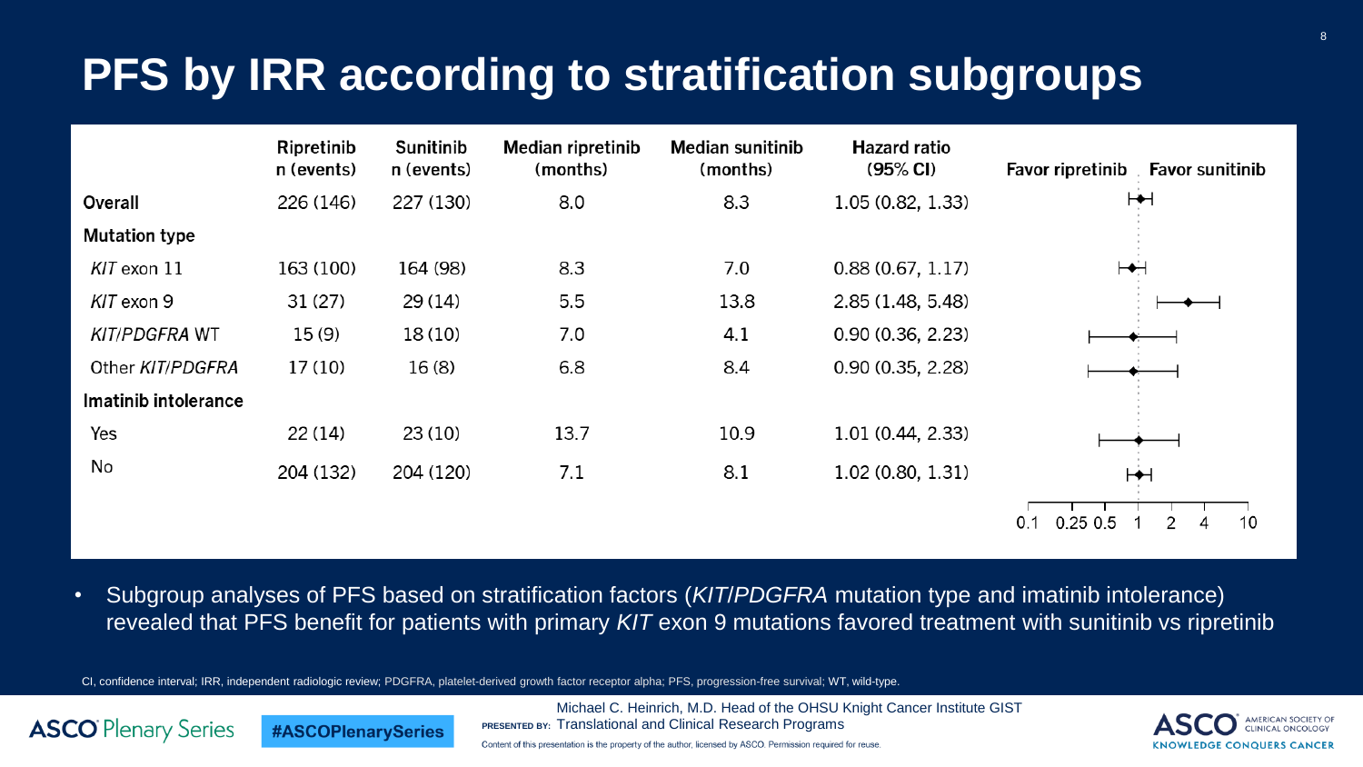# PFS by IRR according to stratification subgroups

| | Ripretinib n (events) | Sunitinib n (events) | Median ripretinib (months) | Median sunitinib (months) | Hazard ratio (95% CI) | Favor ripretinib / Favor sunitinib |
|---|---|---|---|---|---|---|
| **Overall** | 226 (146) | 227 (130) | 8.0 | 8.3 | 1.05 (0.82, 1.33) | |
| **Mutation type** | | | | | | |
| *KIT* exon 11 | 163 (100) | 164 (98) | 8.3 | 7.0 | 0.88 (0.67, 1.17) | |
| *KIT* exon 9 | 31 (27) | 29 (14) | 5.5 | 13.8 | 2.85 (1.48, 5.48) | |
| *KIT*/*PDGFRA* WT | 15 (9) | 18 (10) | 7.0 | 4.1 | 0.90 (0.36, 2.23) | |
| Other *KIT*/*PDGFRA* | 17 (10) | 16 (8) | 6.8 | 8.4 | 0.90 (0.35, 2.28) | |
| **Imatinib intolerance** | | | | | | |
| Yes | 22 (14) | 23 (10) | 13.7 | 10.9 | 1.01 (0.44, 2.33) | |
| No | 204 (132) | 204 (120) | 7.1 | 8.1 | 1.02 (0.80, 1.31) | |

Axis: 0.1 0.25 0.5 1 2 4 10

- Subgroup analyses of PFS based on stratification factors (*KIT*/*PDGFRA* mutation type and imatinib intolerance) revealed that PFS benefit for patients with primary *KIT* exon 9 mutations favored treatment with sunitinib vs ripretinib

CI, confidence interval; IRR, independent radiologic review; PDGFRA, platelet-derived growth factor receptor alpha; PFS, progression-free survival; WT, wild-type.

PRESENTED BY: Michael C. Heinrich, M.D. Head of the OHSU Knight Cancer Institute GIST Translational and Clinical Research Programs

Content of this presentation is the property of the author, licensed by ASCO. Permission required for reuse.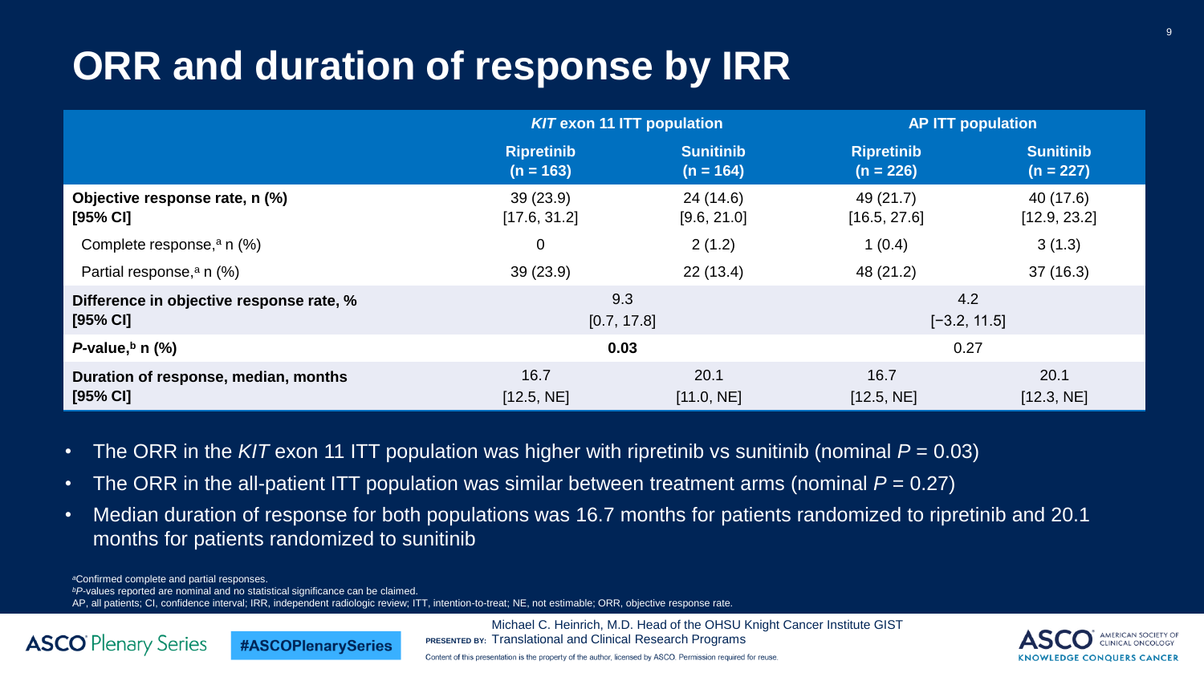# ORR and duration of response by IRR

| | *KIT* exon 11 ITT population | | AP ITT population | |
|---|---|---|---|---|
| | Ripretinib (n = 163) | Sunitinib (n = 164) | Ripretinib (n = 226) | Sunitinib (n = 227) |
| **Objective response rate, n (%) [95% CI]** | 39 (23.9) [17.6, 31.2] | 24 (14.6) [9.6, 21.0] | 49 (21.7) [16.5, 27.6] | 40 (17.6) [12.9, 23.2] |
| Complete response,[a] n (%) | 0 | 2 (1.2) | 1 (0.4) | 3 (1.3) |
| Partial response,[a] n (%) | 39 (23.9) | 22 (13.4) | 48 (21.2) | 37 (16.3) |
| **Difference in objective response rate, % [95% CI]** | 9.3 [0.7, 17.8] | | 4.2 [−3.2, 11.5] | |
| ***P*-value,[b] n (%)** | **0.03** | | 0.27 | |
| **Duration of response, median, months [95% CI]** | 16.7 [12.5, NE] | 20.1 [11.0, NE] | 16.7 [12.5, NE] | 20.1 [12.3, NE] |

- The ORR in the *KIT* exon 11 ITT population was higher with ripretinib vs sunitinib (nominal $P = 0.03$)
- The ORR in the all-patient ITT population was similar between treatment arms (nominal $P = 0.27$)
- Median duration of response for both populations was 16.7 months for patients randomized to ripretinib and 20.1 months for patients randomized to sunitinib

[a]Confirmed complete and partial responses.
[b]*P*-values reported are nominal and no statistical significance can be claimed.
AP, all patients; CI, confidence interval; IRR, independent radiologic review; ITT, intention-to-treat; NE, not estimable; ORR, objective response rate.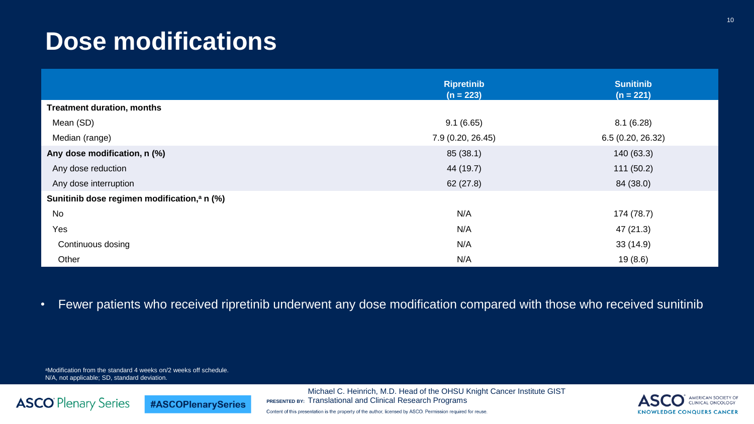# Dose modifications

| | Ripretinib (n = 223) | Sunitinib (n = 221) |
|---|---|---|
| **Treatment duration, months** | | |
| Mean (SD) | 9.1 (6.65) | 8.1 (6.28) |
| Median (range) | 7.9 (0.20, 26.45) | 6.5 (0.20, 26.32) |
| **Any dose modification, n (%)** | 85 (38.1) | 140 (63.3) |
| Any dose reduction | 44 (19.7) | 111 (50.2) |
| Any dose interruption | 62 (27.8) | 84 (38.0) |
| **Sunitinib dose regimen modification,[a] n (%)** | | |
| No | N/A | 174 (78.7) |
| Yes | N/A | 47 (21.3) |
| Continuous dosing | N/A | 33 (14.9) |
| Other | N/A | 19 (8.6) |

- Fewer patients who received ripretinib underwent any dose modification compared with those who received sunitinib

[a]Modification from the standard 4 weeks on/2 weeks off schedule.
N/A, not applicable; SD, standard deviation.

PRESENTED BY: Michael C. Heinrich, M.D. Head of the OHSU Knight Cancer Institute GIST Translational and Clinical Research Programs

Content of this presentation is the property of the author, licensed by ASCO. Permission required for reuse.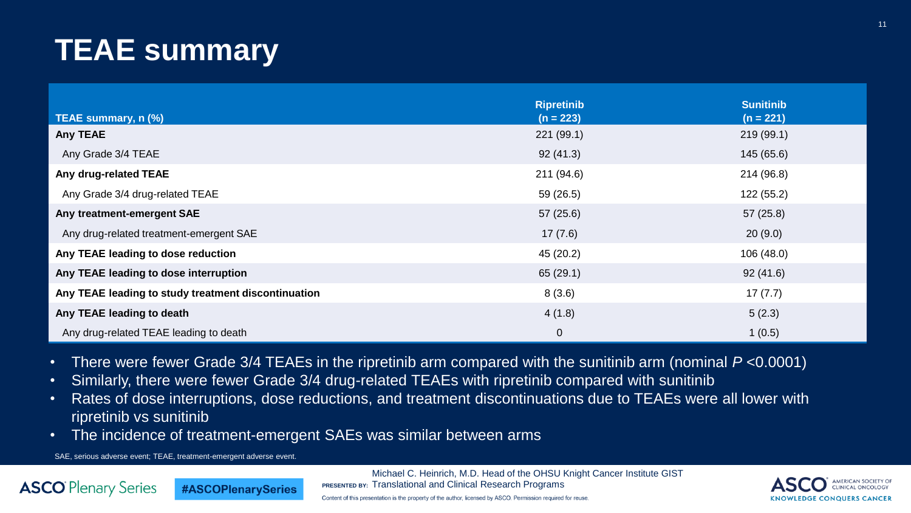# TEAE summary

| TEAE summary, n (%) | Ripretinib (n = 223) | Sunitinib (n = 221) |
|---|---|---|
| **Any TEAE** | 221 (99.1) | 219 (99.1) |
| Any Grade 3/4 TEAE | 92 (41.3) | 145 (65.6) |
| **Any drug-related TEAE** | 211 (94.6) | 214 (96.8) |
| Any Grade 3/4 drug-related TEAE | 59 (26.5) | 122 (55.2) |
| **Any treatment-emergent SAE** | 57 (25.6) | 57 (25.8) |
| Any drug-related treatment-emergent SAE | 17 (7.6) | 20 (9.0) |
| **Any TEAE leading to dose reduction** | 45 (20.2) | 106 (48.0) |
| **Any TEAE leading to dose interruption** | 65 (29.1) | 92 (41.6) |
| **Any TEAE leading to study treatment discontinuation** | 8 (3.6) | 17 (7.7) |
| **Any TEAE leading to death** | 4 (1.8) | 5 (2.3) |
| Any drug-related TEAE leading to death | 0 | 1 (0.5) |

- There were fewer Grade 3/4 TEAEs in the ripretinib arm compared with the sunitinib arm (nominal $P$ <0.0001)
- Similarly, there were fewer Grade 3/4 drug-related TEAEs with ripretinib compared with sunitinib
- Rates of dose interruptions, dose reductions, and treatment discontinuations due to TEAEs were all lower with ripretinib vs sunitinib
- The incidence of treatment-emergent SAEs was similar between arms

SAE, serious adverse event; TEAE, treatment-emergent adverse event.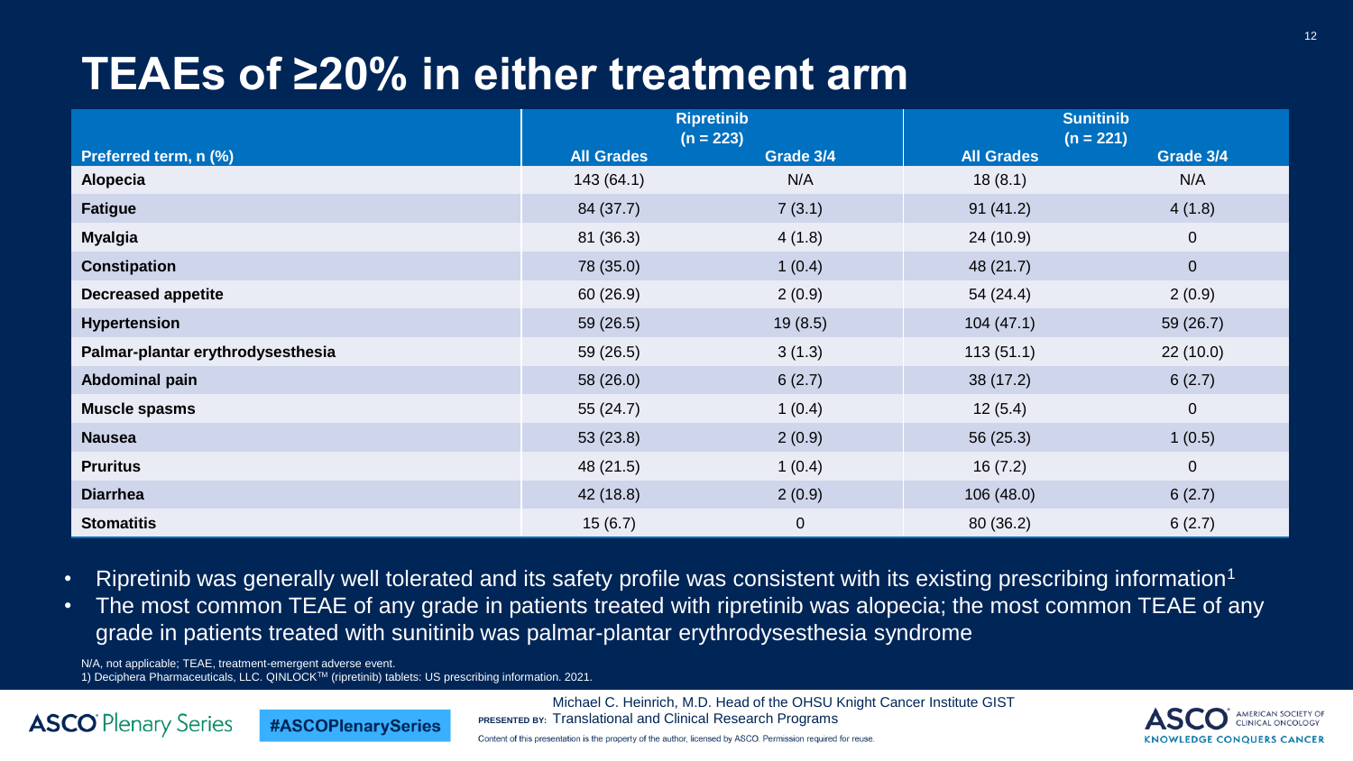# TEAEs of ≥20% in either treatment arm

| Preferred term, n (%) | Ripretinib (n = 223) | | Sunitinib (n = 221) | |
|---|---|---|---|---|
| | All Grades | Grade 3/4 | All Grades | Grade 3/4 |
| **Alopecia** | 143 (64.1) | N/A | 18 (8.1) | N/A |
| **Fatigue** | 84 (37.7) | 7 (3.1) | 91 (41.2) | 4 (1.8) |
| **Myalgia** | 81 (36.3) | 4 (1.8) | 24 (10.9) | 0 |
| **Constipation** | 78 (35.0) | 1 (0.4) | 48 (21.7) | 0 |
| **Decreased appetite** | 60 (26.9) | 2 (0.9) | 54 (24.4) | 2 (0.9) |
| **Hypertension** | 59 (26.5) | 19 (8.5) | 104 (47.1) | 59 (26.7) |
| **Palmar-plantar erythrodysesthesia** | 59 (26.5) | 3 (1.3) | 113 (51.1) | 22 (10.0) |
| **Abdominal pain** | 58 (26.0) | 6 (2.7) | 38 (17.2) | 6 (2.7) |
| **Muscle spasms** | 55 (24.7) | 1 (0.4) | 12 (5.4) | 0 |
| **Nausea** | 53 (23.8) | 2 (0.9) | 56 (25.3) | 1 (0.5) |
| **Pruritus** | 48 (21.5) | 1 (0.4) | 16 (7.2) | 0 |
| **Diarrhea** | 42 (18.8) | 2 (0.9) | 106 (48.0) | 6 (2.7) |
| **Stomatitis** | 15 (6.7) | 0 | 80 (36.2) | 6 (2.7) |

- Ripretinib was generally well tolerated and its safety profile was consistent with its existing prescribing information[1]
- The most common TEAE of any grade in patients treated with ripretinib was alopecia; the most common TEAE of any grade in patients treated with sunitinib was palmar-plantar erythrodysesthesia syndrome

N/A, not applicable; TEAE, treatment-emergent adverse event.
1) Deciphera Pharmaceuticals, LLC. QINLOCK™ (ripretinib) tablets: US prescribing information. 2021.

PRESENTED BY: Michael C. Heinrich, M.D. Head of the OHSU Knight Cancer Institute GIST Translational and Clinical Research Programs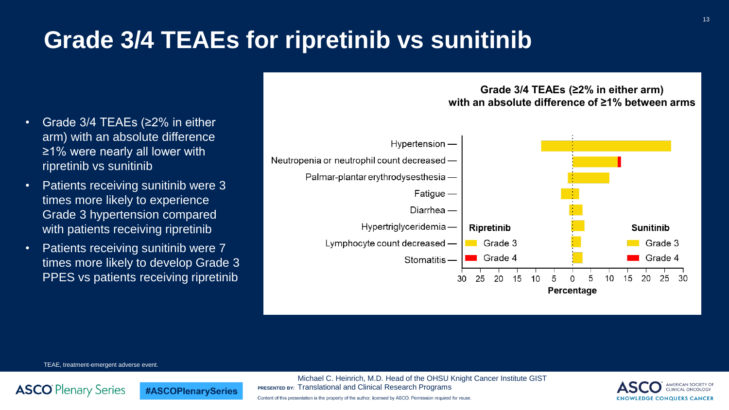# Grade 3/4 TEAEs for ripretinib vs sunitinib

- Grade 3/4 TEAEs (≥2% in either arm) with an absolute difference ≥1% were nearly all lower with ripretinib vs sunitinib
- Patients receiving sunitinib were 3 times more likely to experience Grade 3 hypertension compared with patients receiving ripretinib
- Patients receiving sunitinib were 7 times more likely to develop Grade 3 PPES vs patients receiving ripretinib

**Grade 3/4 TEAEs (≥2% in either arm) with an absolute difference of ≥1% between arms**

Hypertension
Neutropenia or neutrophil count decreased
Palmar-plantar erythrodysesthesia
Fatigue
Diarrhea
Hypertriglyceridemia
Lymphocyte count decreased
Stomatitis

**Ripretinib** Grade 3 Grade 4
**Sunitinib** Grade 3 Grade 4

30 25 20 15 10 5 0 5 10 15 20 25 30
**Percentage**

TEAE, treatment-emergent adverse event.

PRESENTED BY: Michael C. Heinrich, M.D. Head of the OHSU Knight Cancer Institute GIST Translational and Clinical Research Programs

Content of this presentation is the property of the author, licensed by ASCO. Permission required for reuse.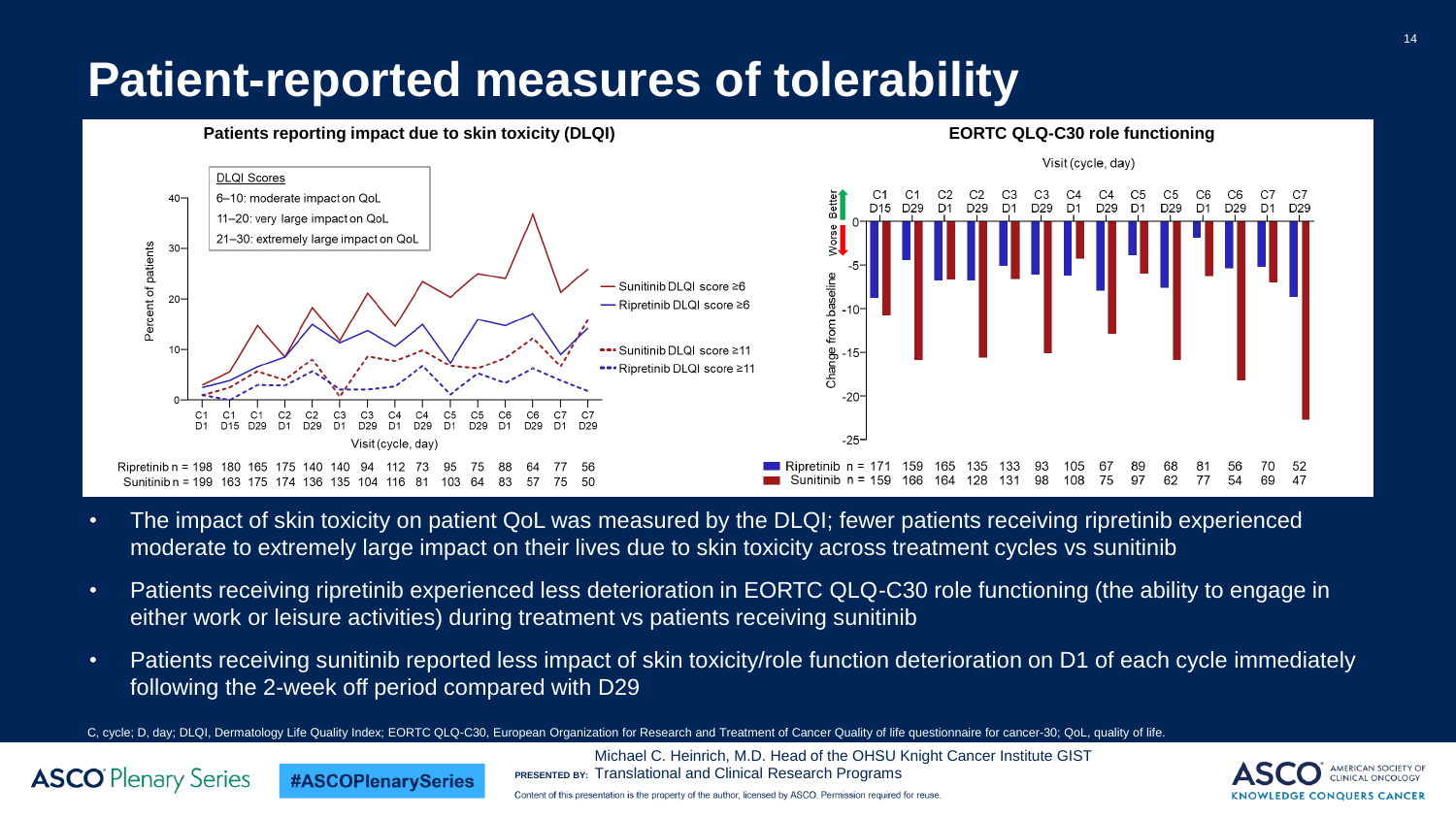# Patient-reported measures of tolerability

### Patients reporting impact due to skin toxicity (DLQI)

DLQI Scores
- 6–10: moderate impact on QoL
- 11–20: very large impact on QoL
- 21–30: extremely large impact on QoL

| Visit (cycle, day) | C1 D1 | C1 D15 | C1 D29 | C2 D1 | C2 D29 | C3 D1 | C3 D29 | C4 D1 | C4 D29 | C5 D1 | C5 D29 | C6 D1 | C6 D29 | C7 D1 | C7 D29 |
|---|---|---|---|---|---|---|---|---|---|---|---|---|---|---|---|
| Ripretinib n = | 198 | 180 | 165 | 175 | 140 | 140 | 94 | 112 | 73 | 95 | 75 | 88 | 64 | 77 | 56 |
| Sunitinib n = | 199 | 163 | 175 | 174 | 136 | 135 | 104 | 116 | 81 | 103 | 64 | 83 | 57 | 75 | 50 |

### EORTC QLQ-C30 role functioning

| Visit (cycle, day) | C1 D15 | C1 D29 | C2 D1 | C2 D29 | C3 D1 | C3 D29 | C4 D1 | C4 D29 | C5 D1 | C5 D29 | C6 D1 | C6 D29 | C7 D1 | C7 D29 |
|---|---|---|---|---|---|---|---|---|---|---|---|---|---|---|
| Ripretinib n = | 171 | 159 | 165 | 135 | 133 | 93 | 105 | 67 | 89 | 68 | 81 | 56 | 70 | 52 |
| Sunitinib n = | 159 | 166 | 164 | 128 | 131 | 98 | 108 | 75 | 97 | 62 | 77 | 54 | 69 | 47 |

- The impact of skin toxicity on patient QoL was measured by the DLQI; fewer patients receiving ripretinib experienced moderate to extremely large impact on their lives due to skin toxicity across treatment cycles vs sunitinib
- Patients receiving ripretinib experienced less deterioration in EORTC QLQ-C30 role functioning (the ability to engage in either work or leisure activities) during treatment vs patients receiving sunitinib
- Patients receiving sunitinib reported less impact of skin toxicity/role function deterioration on D1 of each cycle immediately following the 2-week off period compared with D29

C, cycle; D, day; DLQI, Dermatology Life Quality Index; EORTC QLQ-C30, European Organization for Research and Treatment of Cancer Quality of life questionnaire for cancer-30; QoL, quality of life.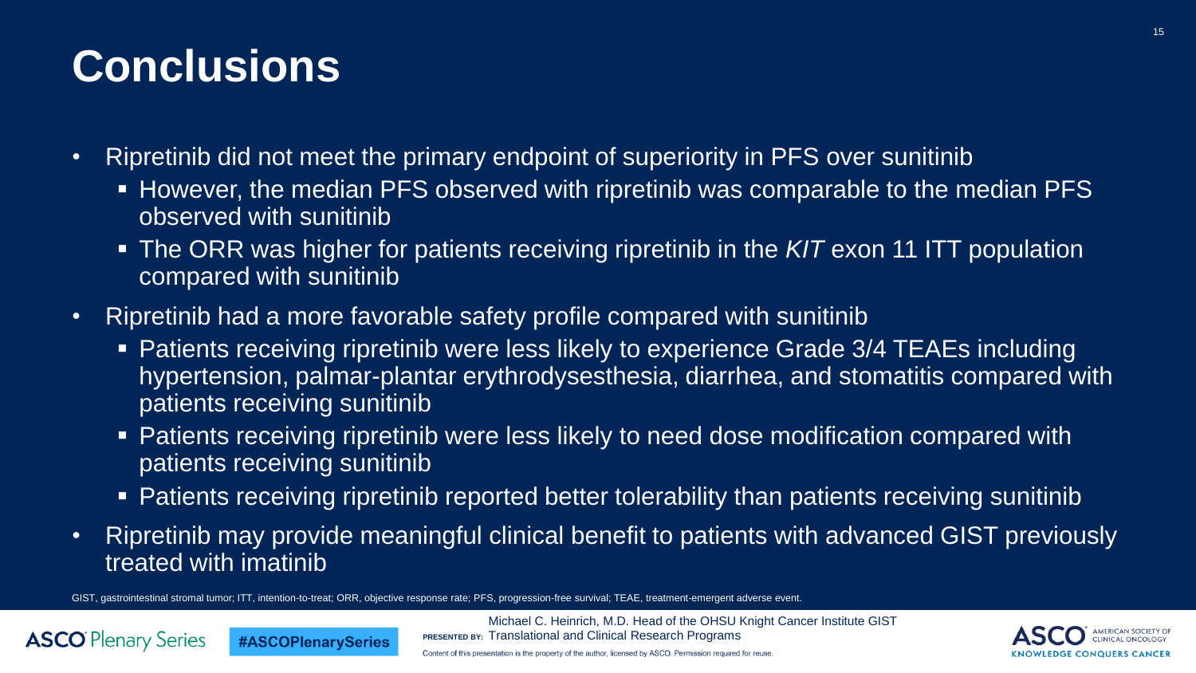# Conclusions

- Ripretinib did not meet the primary endpoint of superiority in PFS over sunitinib
  - However, the median PFS observed with ripretinib was comparable to the median PFS observed with sunitinib
  - The ORR was higher for patients receiving ripretinib in the *KIT* exon 11 ITT population compared with sunitinib
- Ripretinib had a more favorable safety profile compared with sunitinib
  - Patients receiving ripretinib were less likely to experience Grade 3/4 TEAEs including hypertension, palmar-plantar erythrodysesthesia, diarrhea, and stomatitis compared with patients receiving sunitinib
  - Patients receiving ripretinib were less likely to need dose modification compared with patients receiving sunitinib
  - Patients receiving ripretinib reported better tolerability than patients receiving sunitinib
- Ripretinib may provide meaningful clinical benefit to patients with advanced GIST previously treated with imatinib

GIST, gastrointestinal stromal tumor; ITT, intention-to-treat; ORR, objective response rate; PFS, progression-free survival; TEAE, treatment-emergent adverse event.

PRESENTED BY: Michael C. Heinrich, M.D. Head of the OHSU Knight Cancer Institute GIST Translational and Clinical Research Programs

Content of this presentation is the property of the author, licensed by ASCO. Permission required for reuse.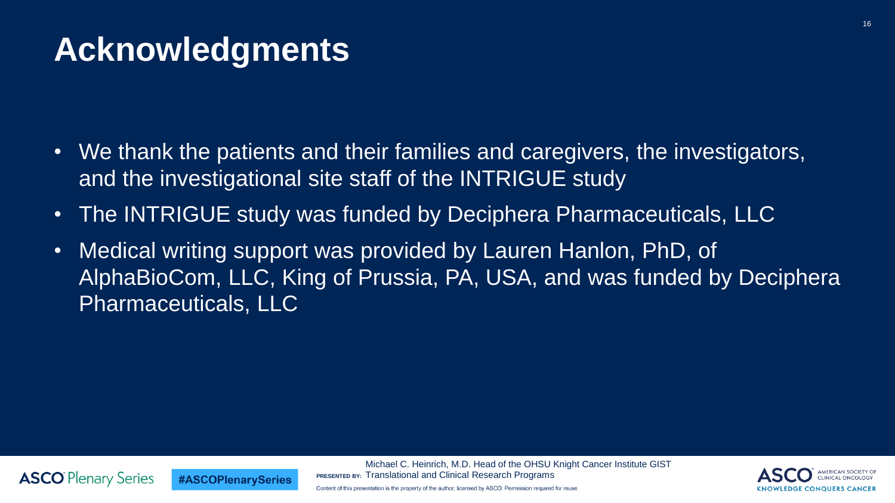# Acknowledgments

- We thank the patients and their families and caregivers, the investigators, and the investigational site staff of the INTRIGUE study
- The INTRIGUE study was funded by Deciphera Pharmaceuticals, LLC
- Medical writing support was provided by Lauren Hanlon, PhD, of AlphaBioCom, LLC, King of Prussia, PA, USA, and was funded by Deciphera Pharmaceuticals, LLC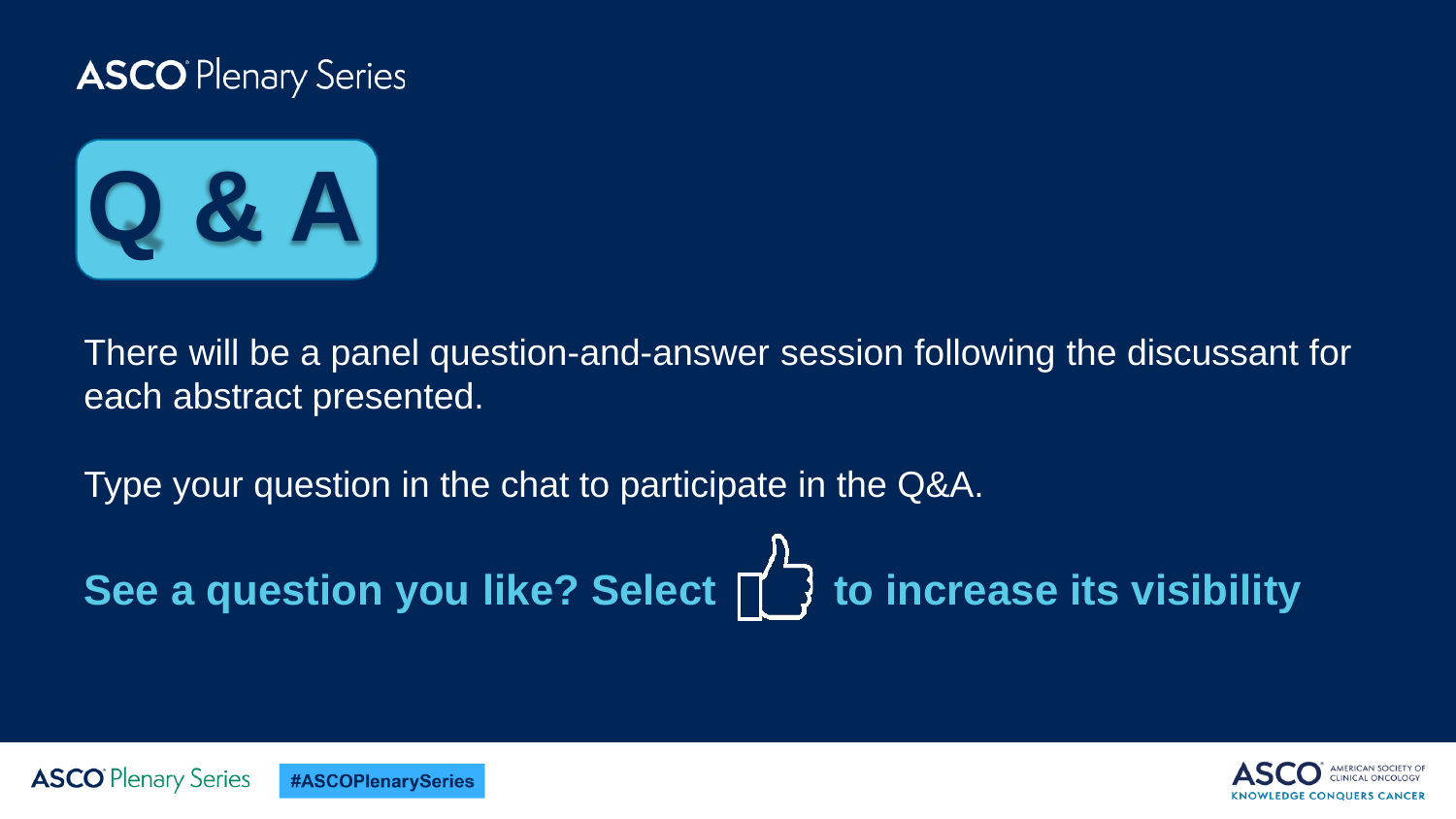# Q & A

There will be a panel question-and-answer session following the discussant for each abstract presented.

Type your question in the chat to participate in the Q&A.

**See a question you like? Select 👍 to increase its visibility**